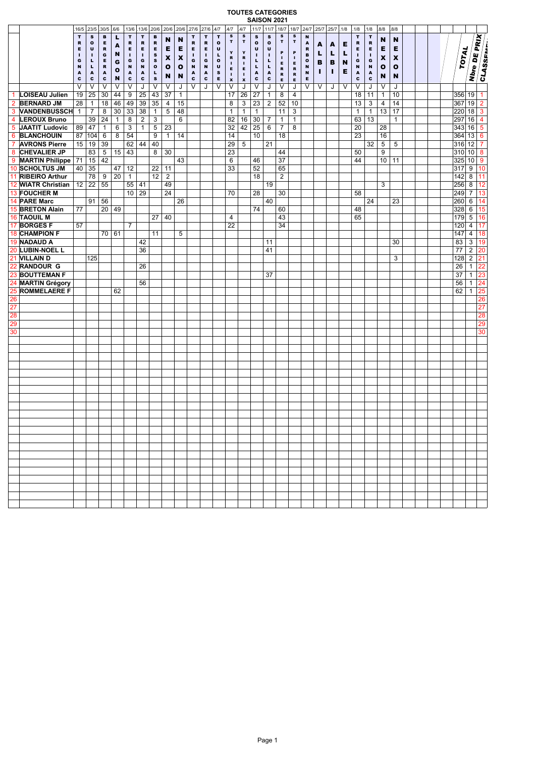| | | 16/5 TRIGNAC V | 23/5 SOULLAC V | 30/5 BERGERAC V | 6/6 LANGON V | 13/6 TRIGNAC V | 13/6 TRIGNAC J | 20/6 BRESSOLS V | 20/6 NEXON V | 20/6 NEXON J | 27/6 TRIGNAC V | 27/6 TRIGNAC J | 4/7 TOULOUSE V | 4/7 ST YRIEIX V | 4/7 ST YRIEIX J | 11/7 SOUILLAC V | 11/7 SOUILLAC J | 18/7 ST PIERRE V | 18/7 ST PIERRE J | 24/7 NARBONNE V | 25/7 ALBI V | 25/7 ALBI J | 1/8 ELNE V | 1/8 TRIGNAC V | 1/8 TRIGNAC J | 8/8 NEXON V | 8/8 NEXON J | TOTAL | Nbre DE PRIX | CLASSEMENT |
|---|---|---|---|---|---|---|---|---|---|---|---|---|---|---|---|---|---|---|---|---|---|---|---|---|---|---|---|---|---|---|
| 1 | **LOISEAU Julien** | 19 | 25 | 30 | 44 | 9 | 25 | 43 | 37 | 1 | | | | 17 | 26 | 27 | 1 | 8 | 4 | | | | | 18 | 11 | 1 | 10 | 356 | 19 | 1 |
| 2 | **BERNARD JM** | 28 | 1 | 18 | 46 | 49 | 39 | 35 | 4 | 15 | | | | 8 | 3 | 23 | 2 | 52 | 10 | | | | | 13 | 3 | 4 | 14 | 367 | 19 | 2 |
| 3 | **VANDENBUSSCH** | 1 | 7 | 8 | 30 | 33 | 38 | 1 | 5 | 48 | | | | 1 | 1 | 1 | | 11 | 3 | | | | | 1 | 1 | 13 | 17 | 220 | 18 | 3 |
| 4 | **LEROUX Bruno** | | 39 | 24 | 1 | 8 | 2 | 3 | | 6 | | | | 82 | 16 | 30 | 7 | 1 | 1 | | | | | 63 | 13 | | 1 | 297 | 16 | 4 |
| 5 | **JAATIT Ludovic** | 89 | 47 | 1 | 6 | 3 | 1 | 5 | 23 | | | | | 32 | 42 | 25 | 6 | 7 | 8 | | | | | 20 | | 28 | | 343 | 16 | 5 |
| 6 | **BLANCHOUIN** | 87 | 104 | 6 | 8 | 54 | | 9 | 1 | 14 | | | | 14 | | 10 | | 18 | | | | | | 23 | | 16 | | 364 | 13 | 6 |
| 7 | **AVRONS Pierre** | 15 | 19 | 39 | | 62 | 44 | 40 | | | | | | 29 | 5 | | 21 | | | | | | | | 32 | 5 | 5 | 316 | 12 | 7 |
| 8 | **CHEVALIER JP** | | 83 | 5 | 15 | 43 | | 8 | 30 | | | | | 23 | | | | 44 | | | | | | 50 | | 9 | | 310 | 10 | 8 |
| 9 | **MARTIN Philippe** | 71 | 15 | 42 | | | | | | 43 | | | | 6 | | 46 | | 37 | | | | | | 44 | | 10 | 11 | 325 | 10 | 9 |
| 10 | **SCHOLTUS JM** | 40 | 35 | | 47 | 12 | | 22 | 11 | | | | | 33 | | 52 | | 65 | | | | | | | | | | 317 | 9 | 10 |
| 11 | **RIBEIRO Arthur** | | 78 | 9 | 20 | 1 | | 12 | 2 | | | | | | | 18 | | 2 | | | | | | | | | | 142 | 8 | 11 |
| 12 | **WIATR Christian** | 12 | 22 | 55 | | 55 | 41 | | 49 | | | | | | | | 19 | | | | | | | | | 3 | | 256 | 8 | 12 |
| 13 | **FOUCHER M** | | | | | 10 | 29 | | 24 | | | | | 70 | | 28 | | 30 | | | | | | 58 | | | | 249 | 7 | 13 |
| 14 | **PARE Marc** | | 91 | 56 | | | | | | 26 | | | | | | | 40 | | | | | | | | 24 | | 23 | 260 | 6 | 14 |
| 15 | **BRETON Alain** | 77 | | 20 | 49 | | | | | | | | | | | 74 | | 60 | | | | | | 48 | | | | 328 | 6 | 15 |
| 16 | **TAOUIL M** | | | | | | | 27 | 40 | | | | | 4 | | | | 43 | | | | | | 65 | | | | 179 | 5 | 16 |
| 17 | **BORGES F** | 57 | | | | 7 | | | | | | | | 22 | | | | 34 | | | | | | | | | | 120 | 4 | 17 |
| 18 | **CHAMPION F** | | | 70 | 61 | | | 11 | | 5 | | | | | | | | | | | | | | | | | | 147 | 4 | 18 |
| 19 | **NADAUD A** | | | | | | 42 | | | | | | | | | | 11 | | | | | | | | | | 30 | 83 | 3 | 19 |
| 20 | **LUBIN-NOEL L** | | | | | | 36 | | | | | | | | | | 41 | | | | | | | | | | | 77 | 2 | 20 |
| 21 | **VILLAIN D** | | 125 | | | | | | | | | | | | | | | | | | | | | | | | 3 | 128 | 2 | 21 |
| 22 | **RANDOUR G** | | | | | | 26 | | | | | | | | | | | | | | | | | | | | | 26 | 1 | 22 |
| 23 | **BOUTTEMAN F** | | | | | | | | | | | | | | | | 37 | | | | | | | | | | | 37 | 1 | 23 |
| 24 | **MARTIN Grégory** | | | | | | 56 | | | | | | | | | | | | | | | | | | | | | 56 | 1 | 24 |
| 25 | **ROMMELAERE F** | | | | 62 | | | | | | | | | | | | | | | | | | | | | | | 62 | 1 | 25 |
| 26 | | | | | | | | | | | | | | | | | | | | | | | | | | | | | | 26 |
| 27 | | | | | | | | | | | | | | | | | | | | | | | | | | | | | | 27 |
| 28 | | | | | | | | | | | | | | | | | | | | | | | | | | | | | | 28 |
| 29 | | | | | | | | | | | | | | | | | | | | | | | | | | | | | | 29 |
| 30 | | | | | | | | | | | | | | | | | | | | | | | | | | | | | | 30 |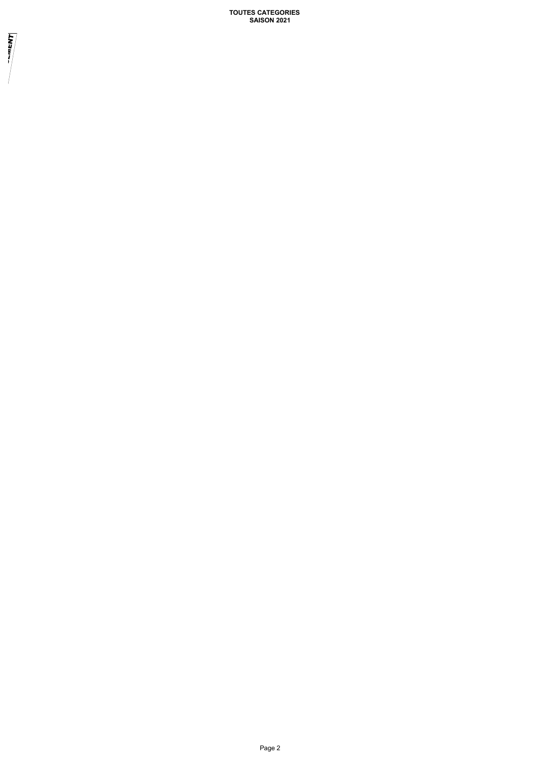**TOUTES CATEGORIES**
**SAISON 2021**